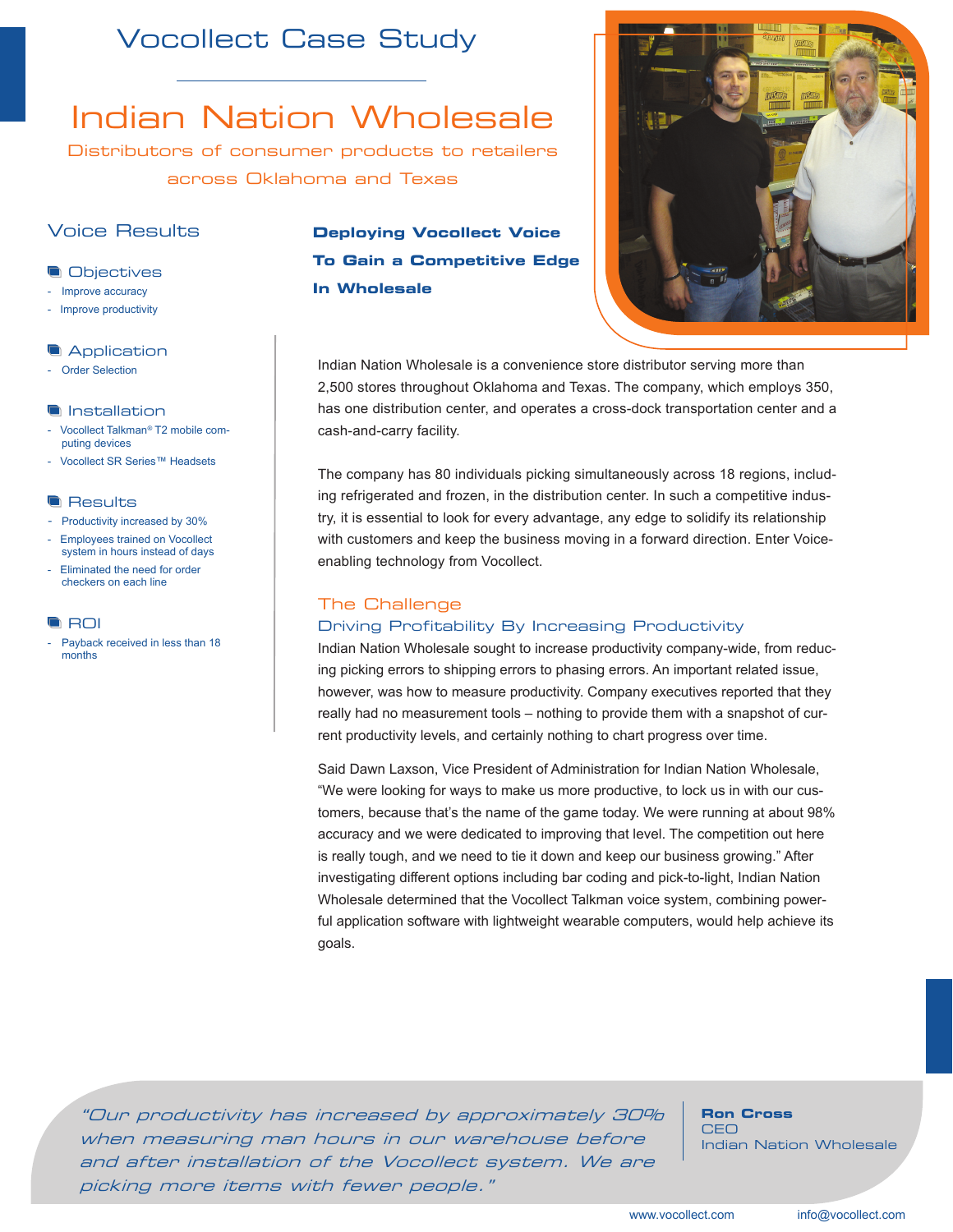# Vocollect Case Study

# Indian Nation Wholesale

Distributors of consumer products to retailers across Oklahoma and Texas

## Voice Results

### Objectives

- Improve accuracy
- Improve productivity

### Application

- Order Selection

### Installation

- Vocollect Talkman® T2 mobile computing devices
- Vocollect SR Series™ Headsets

### Results

- Productivity increased by 30%
- Employees trained on Vocollect system in hours instead of days
- Eliminated the need for order checkers on each line

### ROI

- Payback received in less than 18 months

## Deploying Vocollect Voice To Gain a Competitive Edge In Wholesale

Indian Nation Wholesale is a convenience store distributor serving more than 2,500 stores throughout Oklahoma and Texas. The company, which employs 350, has one distribution center, and operates a cross-dock transportation center and a cash-and-carry facility.

The company has 80 individuals picking simultaneously across 18 regions, including refrigerated and frozen, in the distribution center. In such a competitive industry, it is essential to look for every advantage, any edge to solidify its relationship with customers and keep the business moving in a forward direction. Enter Voice-enabling technology from Vocollect.

## The Challenge

### Driving Profitability By Increasing Productivity

Indian Nation Wholesale sought to increase productivity company-wide, from reducing picking errors to shipping errors to phasing errors. An important related issue, however, was how to measure productivity. Company executives reported that they really had no measurement tools – nothing to provide them with a snapshot of current productivity levels, and certainly nothing to chart progress over time.

Said Dawn Laxson, Vice President of Administration for Indian Nation Wholesale, “We were looking for ways to make us more productive, to lock us in with our customers, because that’s the name of the game today. We were running at about 98% accuracy and we were dedicated to improving that level. The competition out here is really tough, and we need to tie it down and keep our business growing.” After investigating different options including bar coding and pick-to-light, Indian Nation Wholesale determined that the Vocollect Talkman voice system, combining powerful application software with lightweight wearable computers, would help achieve its goals.

> *“Our productivity has increased by approximately 30% when measuring man hours in our warehouse before and after installation of the Vocollect system. We are picking more items with fewer people.”*

**Ron Cross**
CEO
Indian Nation Wholesale

www.vocollect.com info@vocollect.com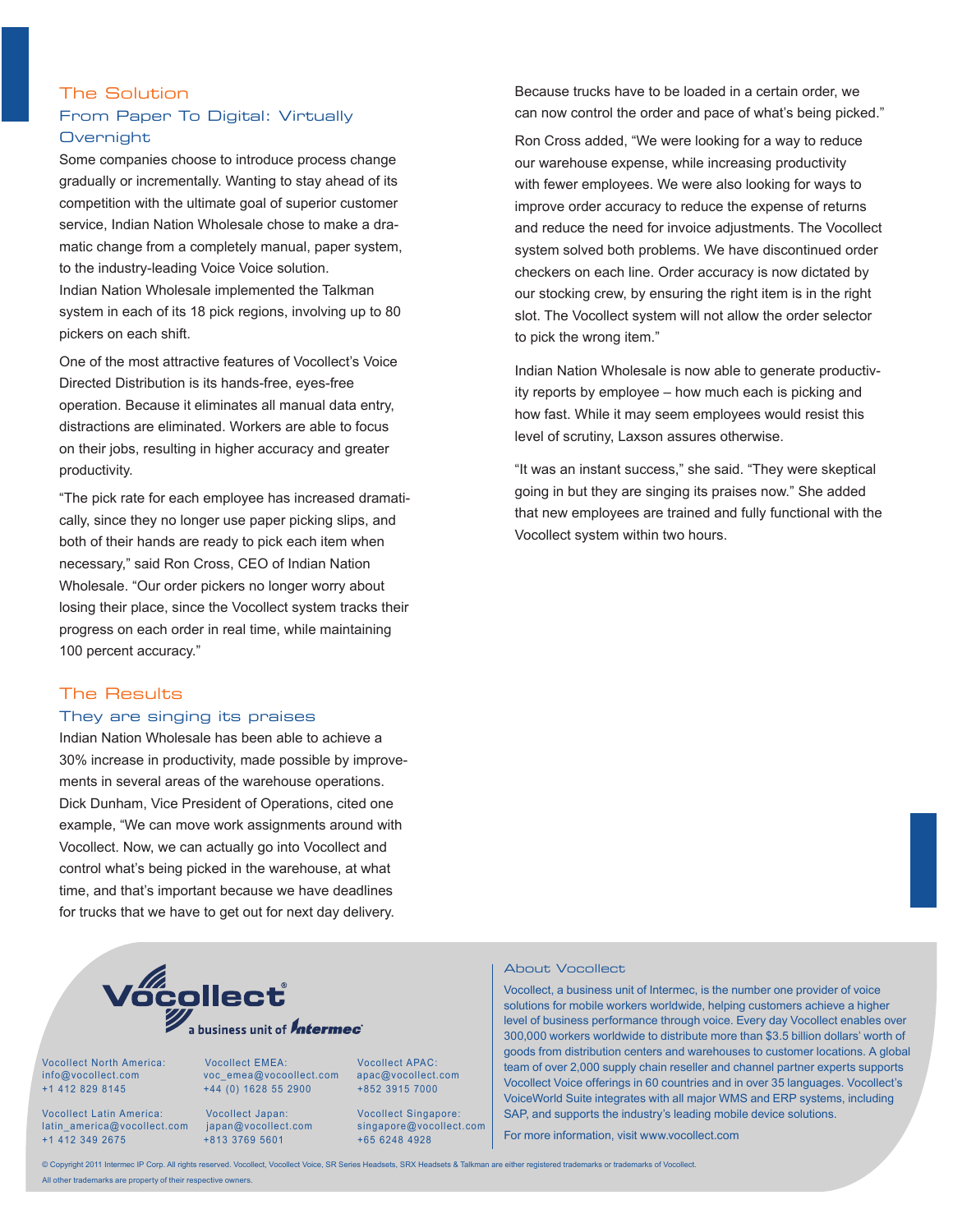## The Solution

### From Paper To Digital: Virtually Overnight

Some companies choose to introduce process change gradually or incrementally. Wanting to stay ahead of its competition with the ultimate goal of superior customer service, Indian Nation Wholesale chose to make a dramatic change from a completely manual, paper system, to the industry-leading Voice Voice solution. Indian Nation Wholesale implemented the Talkman system in each of its 18 pick regions, involving up to 80 pickers on each shift.

One of the most attractive features of Vocollect's Voice Directed Distribution is its hands-free, eyes-free operation. Because it eliminates all manual data entry, distractions are eliminated. Workers are able to focus on their jobs, resulting in higher accuracy and greater productivity.

"The pick rate for each employee has increased dramatically, since they no longer use paper picking slips, and both of their hands are ready to pick each item when necessary," said Ron Cross, CEO of Indian Nation Wholesale. "Our order pickers no longer worry about losing their place, since the Vocollect system tracks their progress on each order in real time, while maintaining 100 percent accuracy."

## The Results

### They are singing its praises

Indian Nation Wholesale has been able to achieve a 30% increase in productivity, made possible by improvements in several areas of the warehouse operations. Dick Dunham, Vice President of Operations, cited one example, "We can move work assignments around with Vocollect. Now, we can actually go into Vocollect and control what's being picked in the warehouse, at what time, and that's important because we have deadlines for trucks that we have to get out for next day delivery. Because trucks have to be loaded in a certain order, we can now control the order and pace of what's being picked."

Ron Cross added, "We were looking for a way to reduce our warehouse expense, while increasing productivity with fewer employees. We were also looking for ways to improve order accuracy to reduce the expense of returns and reduce the need for invoice adjustments. The Vocollect system solved both problems. We have discontinued order checkers on each line. Order accuracy is now dictated by our stocking crew, by ensuring the right item is in the right slot. The Vocollect system will not allow the order selector to pick the wrong item."

Indian Nation Wholesale is now able to generate productivity reports by employee – how much each is picking and how fast. While it may seem employees would resist this level of scrutiny, Laxson assures otherwise.

"It was an instant success," she said. "They were skeptical going in but they are singing its praises now." She added that new employees are trained and fully functional with the Vocollect system within two hours.

Vocollect® a business unit of Intermec

Vocollect North America:
info@vocollect.com
+1 412 829 8145

Vocollect EMEA:
voc_emea@vocoollect.com
+44 (0) 1628 55 2900

Vocollect APAC:
apac@vocollect.com
+852 3915 7000

Vocollect Latin America:
latin_america@vocollect.com
+1 412 349 2675

Vocollect Japan:
japan@vocollect.com
+813 3769 5601

Vocollect Singapore:
singapore@vocollect.com
+65 6248 4928

### About Vocollect

Vocollect, a business unit of Intermec, is the number one provider of voice solutions for mobile workers worldwide, helping customers achieve a higher level of business performance through voice. Every day Vocollect enables over 300,000 workers worldwide to distribute more than $3.5 billion dollars' worth of goods from distribution centers and warehouses to customer locations. A global team of over 2,000 supply chain reseller and channel partner experts supports Vocollect Voice offerings in 60 countries and in over 35 languages. Vocollect's VoiceWorld Suite integrates with all major WMS and ERP systems, including SAP, and supports the industry's leading mobile device solutions.

For more information, visit www.vocollect.com

© Copyright 2011 Intermec IP Corp. All rights reserved. Vocollect, Vocollect Voice, SR Series Headsets, SRX Headsets & Talkman are either registered trademarks or trademarks of Vocollect. All other trademarks are property of their respective owners.